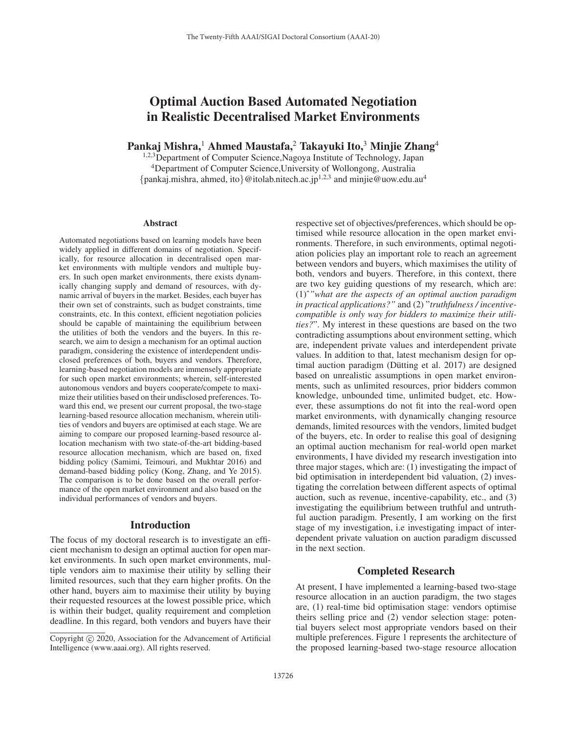# Optimal Auction Based Automated Negotiation in Realistic Decentralised Market Environments

**Pankaj Mishra,[1] Ahmed Maustafa,[2] Takayuki Ito,[3] Minjie Zhang[4]**

[1,2,3]Department of Computer Science,Nagoya Institute of Technology, Japan
[4]Department of Computer Science,University of Wollongong, Australia
{pankaj.mishra, ahmed, ito}@itolab.nitech.ac.jp[1,2,3] and minjie@uow.edu.au[4]

## Abstract

Automated negotiations based on learning models have been widely applied in different domains of negotiation. Specifically, for resource allocation in decentralised open market environments with multiple vendors and multiple buyers. In such open market environments, there exists dynamically changing supply and demand of resources, with dynamic arrival of buyers in the market. Besides, each buyer has their own set of constraints, such as budget constraints, time constraints, etc. In this context, efficient negotiation policies should be capable of maintaining the equilibrium between the utilities of both the vendors and the buyers. In this research, we aim to design a mechanism for an optimal auction paradigm, considering the existence of interdependent undisclosed preferences of both, buyers and vendors. Therefore, learning-based negotiation models are immensely appropriate for such open market environments; wherein, self-interested autonomous vendors and buyers cooperate/compete to maximize their utilities based on their undisclosed preferences. Toward this end, we present our current proposal, the two-stage learning-based resource allocation mechanism, wherein utilities of vendors and buyers are optimised at each stage. We are aiming to compare our proposed learning-based resource allocation mechanism with two state-of-the-art bidding-based resource allocation mechanism, which are based on, fixed bidding policy (Samimi, Teimouri, and Mukhtar 2016) and demand-based bidding policy (Kong, Zhang, and Ye 2015). The comparison is to be done based on the overall performance of the open market environment and also based on the individual performances of vendors and buyers.

## Introduction

The focus of my doctoral research is to investigate an efficient mechanism to design an optimal auction for open market environments. In such open market environments, multiple vendors aim to maximise their utility by selling their limited resources, such that they earn higher profits. On the other hand, buyers aim to maximise their utility by buying their requested resources at the lowest possible price, which is within their budget, quality requirement and completion deadline. In this regard, both vendors and buyers have their respective set of objectives/preferences, which should be optimised while resource allocation in the open market environments. Therefore, in such environments, optimal negotiation policies play an important role to reach an agreement between vendors and buyers, which maximises the utility of both, vendors and buyers. Therefore, in this context, there are two key guiding questions of my research, which are: (1)ˆ*"what are the aspects of an optimal auction paradigm in practical applications?"* and (2) "*truthfulness / incentive-compatible is only way for bidders to maximize their utilities?*". My interest in these questions are based on the two contradicting assumptions about environment setting, which are, independent private values and interdependent private values. In addition to that, latest mechanism design for optimal auction paradigm (Dütting et al. 2017) are designed based on unrealistic assumptions in open market environments, such as unlimited resources, prior bidders common knowledge, unbounded time, unlimited budget, etc. However, these assumptions do not fit into the real-word open market environments, with dynamically changing resource demands, limited resources with the vendors, limited budget of the buyers, etc. In order to realise this goal of designing an optimal auction mechanism for real-world open market environments, I have divided my research investigation into three major stages, which are: (1) investigating the impact of bid optimisation in interdependent bid valuation, (2) investigating the correlation between different aspects of optimal auction, such as revenue, incentive-capability, etc., and (3) investigating the equilibrium between truthful and untruthful auction paradigm. Presently, I am working on the first stage of my investigation, i.e investigating impact of interdependent private valuation on auction paradigm discussed in the next section.

## Completed Research

At present, I have implemented a learning-based two-stage resource allocation in an auction paradigm, the two stages are, (1) real-time bid optimisation stage: vendors optimise theirs selling price and (2) vendor selection stage: potential buyers select most appropriate vendors based on their multiple preferences. Figure 1 represents the architecture of the proposed learning-based two-stage resource allocation

Copyright © 2020, Association for the Advancement of Artificial Intelligence (www.aaai.org). All rights reserved.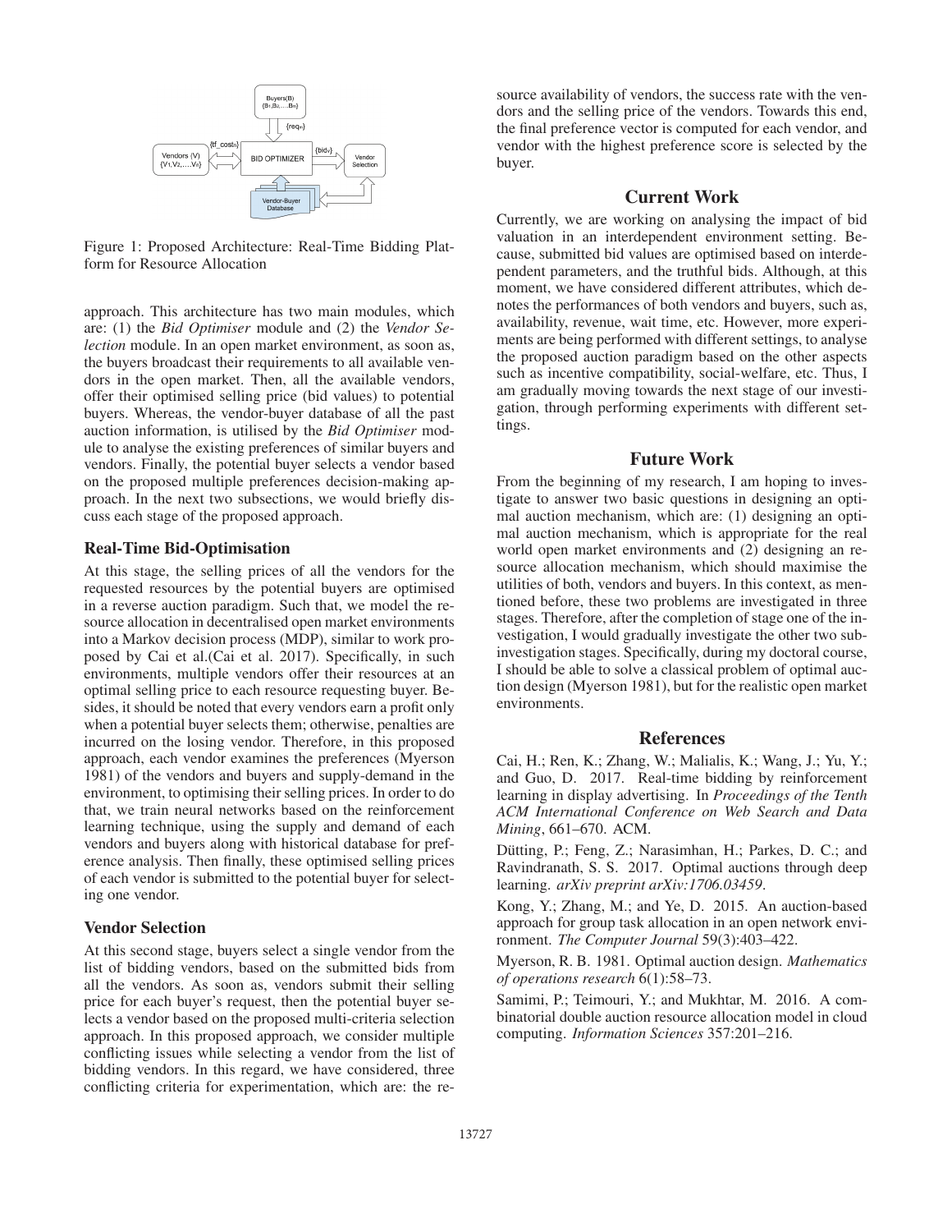Buyers(B)
{$B_1,B_2,\ldots,B_m$}

{$req_m$}

{tf_cost$_n$}

Vendors (V)
{$V_1,V_2,\ldots,V_n$}

BID OPTIMIZER

{$bid_V$}

Vendor Selection

Vendor-Buyer Database

Figure 1: Proposed Architecture: Real-Time Bidding Platform for Resource Allocation

approach. This architecture has two main modules, which are: (1) the *Bid Optimiser* module and (2) the *Vendor Selection* module. In an open market environment, as soon as, the buyers broadcast their requirements to all available vendors in the open market. Then, all the available vendors, offer their optimised selling price (bid values) to potential buyers. Whereas, the vendor-buyer database of all the past auction information, is utilised by the *Bid Optimiser* module to analyse the existing preferences of similar buyers and vendors. Finally, the potential buyer selects a vendor based on the proposed multiple preferences decision-making approach. In the next two subsections, we would briefly discuss each stage of the proposed approach.

### Real-Time Bid-Optimisation

At this stage, the selling prices of all the vendors for the requested resources by the potential buyers are optimised in a reverse auction paradigm. Such that, we model the resource allocation in decentralised open market environments into a Markov decision process (MDP), similar to work proposed by Cai et al.(Cai et al. 2017). Specifically, in such environments, multiple vendors offer their resources at an optimal selling price to each resource requesting buyer. Besides, it should be noted that every vendors earn a profit only when a potential buyer selects them; otherwise, penalties are incurred on the losing vendor. Therefore, in this proposed approach, each vendor examines the preferences (Myerson 1981) of the vendors and buyers and supply-demand in the environment, to optimising their selling prices. In order to do that, we train neural networks based on the reinforcement learning technique, using the supply and demand of each vendors and buyers along with historical database for preference analysis. Then finally, these optimised selling prices of each vendor is submitted to the potential buyer for selecting one vendor.

### Vendor Selection

At this second stage, buyers select a single vendor from the list of bidding vendors, based on the submitted bids from all the vendors. As soon as, vendors submit their selling price for each buyer's request, then the potential buyer selects a vendor based on the proposed multi-criteria selection approach. In this proposed approach, we consider multiple conflicting issues while selecting a vendor from the list of bidding vendors. In this regard, we have considered, three conflicting criteria for experimentation, which are: the resource availability of vendors, the success rate with the vendors and the selling price of the vendors. Towards this end, the final preference vector is computed for each vendor, and vendor with the highest preference score is selected by the buyer.

## Current Work

Currently, we are working on analysing the impact of bid valuation in an interdependent environment setting. Because, submitted bid values are optimised based on interdependent parameters, and the truthful bids. Although, at this moment, we have considered different attributes, which denotes the performances of both vendors and buyers, such as, availability, revenue, wait time, etc. However, more experiments are being performed with different settings, to analyse the proposed auction paradigm based on the other aspects such as incentive compatibility, social-welfare, etc. Thus, I am gradually moving towards the next stage of our investigation, through performing experiments with different settings.

## Future Work

From the beginning of my research, I am hoping to investigate to answer two basic questions in designing an optimal auction mechanism, which are: (1) designing an optimal auction mechanism, which is appropriate for the real world open market environments and (2) designing an resource allocation mechanism, which should maximise the utilities of both, vendors and buyers. In this context, as mentioned before, these two problems are investigated in three stages. Therefore, after the completion of stage one of the investigation, I would gradually investigate the other two sub-investigation stages. Specifically, during my doctoral course, I should be able to solve a classical problem of optimal auction design (Myerson 1981), but for the realistic open market environments.

## References

Cai, H.; Ren, K.; Zhang, W.; Malialis, K.; Wang, J.; Yu, Y.; and Guo, D. 2017. Real-time bidding by reinforcement learning in display advertising. In *Proceedings of the Tenth ACM International Conference on Web Search and Data Mining*, 661–670. ACM.

Dütting, P.; Feng, Z.; Narasimhan, H.; Parkes, D. C.; and Ravindranath, S. S. 2017. Optimal auctions through deep learning. *arXiv preprint arXiv:1706.03459*.

Kong, Y.; Zhang, M.; and Ye, D. 2015. An auction-based approach for group task allocation in an open network environment. *The Computer Journal* 59(3):403–422.

Myerson, R. B. 1981. Optimal auction design. *Mathematics of operations research* 6(1):58–73.

Samimi, P.; Teimouri, Y.; and Mukhtar, M. 2016. A combinatorial double auction resource allocation model in cloud computing. *Information Sciences* 357:201–216.